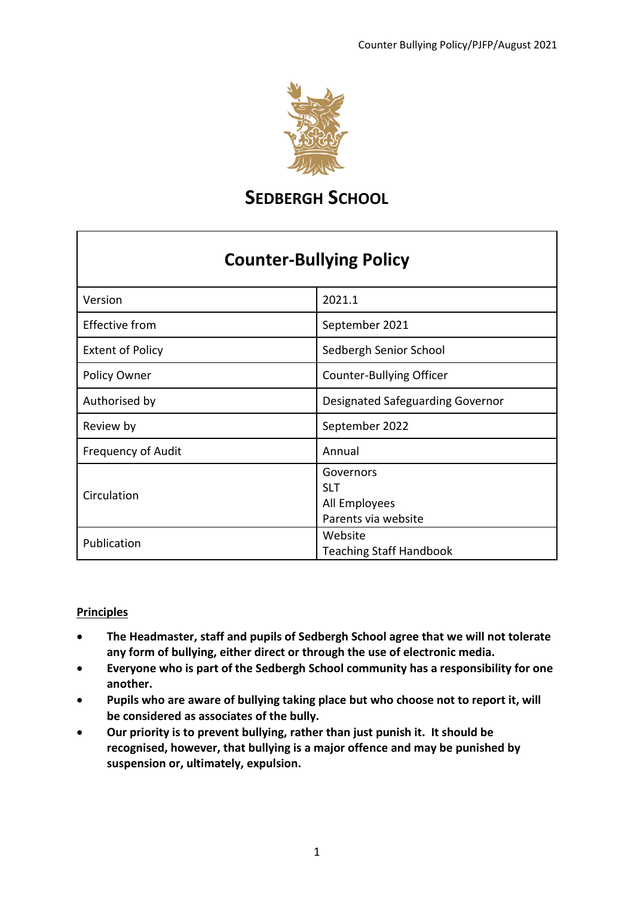# SEDBERGH SCHOOL

| Counter-Bullying Policy | |
|---|---|
| Version | 2021.1 |
| Effective from | September 2021 |
| Extent of Policy | Sedbergh Senior School |
| Policy Owner | Counter-Bullying Officer |
| Authorised by | Designated Safeguarding Governor |
| Review by | September 2022 |
| Frequency of Audit | Annual |
| Circulation | Governors<br>SLT<br>All Employees<br>Parents via website |
| Publication | Website<br>Teaching Staff Handbook |

## Principles

- **The Headmaster, staff and pupils of Sedbergh School agree that we will not tolerate any form of bullying, either direct or through the use of electronic media.**
- **Everyone who is part of the Sedbergh School community has a responsibility for one another.**
- **Pupils who are aware of bullying taking place but who choose not to report it, will be considered as associates of the bully.**
- **Our priority is to prevent bullying, rather than just punish it. It should be recognised, however, that bullying is a major offence and may be punished by suspension or, ultimately, expulsion.**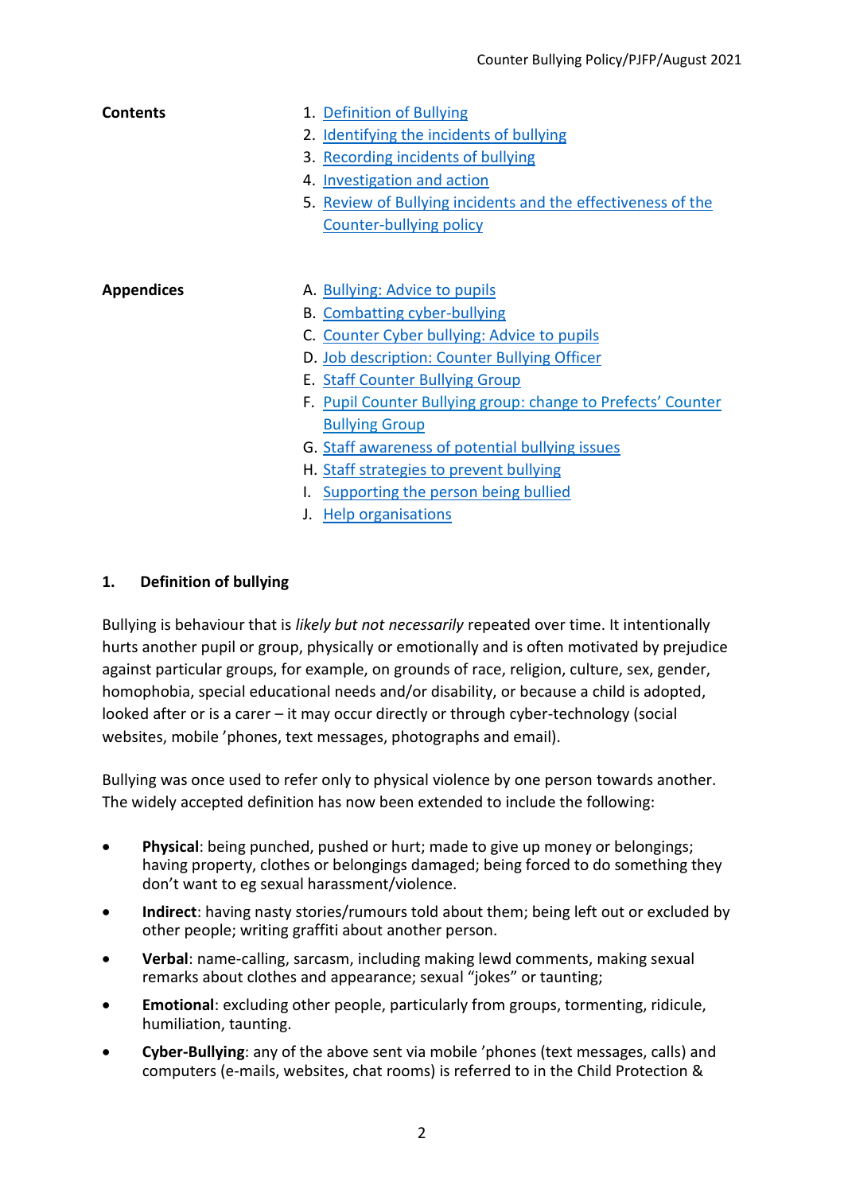**Contents**

1. Definition of Bullying
2. Identifying the incidents of bullying
3. Recording incidents of bullying
4. Investigation and action
5. Review of Bullying incidents and the effectiveness of the Counter-bullying policy

**Appendices**

A. Bullying: Advice to pupils
B. Combatting cyber-bullying
C. Counter Cyber bullying: Advice to pupils
D. Job description: Counter Bullying Officer
E. Staff Counter Bullying Group
F. Pupil Counter Bullying group: change to Prefects' Counter Bullying Group
G. Staff awareness of potential bullying issues
H. Staff strategies to prevent bullying
I. Supporting the person being bullied
J. Help organisations

## 1. Definition of bullying

Bullying is behaviour that is *likely but not necessarily* repeated over time. It intentionally hurts another pupil or group, physically or emotionally and is often motivated by prejudice against particular groups, for example, on grounds of race, religion, culture, sex, gender, homophobia, special educational needs and/or disability, or because a child is adopted, looked after or is a carer – it may occur directly or through cyber-technology (social websites, mobile 'phones, text messages, photographs and email).

Bullying was once used to refer only to physical violence by one person towards another. The widely accepted definition has now been extended to include the following:

- **Physical**: being punched, pushed or hurt; made to give up money or belongings; having property, clothes or belongings damaged; being forced to do something they don't want to eg sexual harassment/violence.
- **Indirect**: having nasty stories/rumours told about them; being left out or excluded by other people; writing graffiti about another person.
- **Verbal**: name-calling, sarcasm, including making lewd comments, making sexual remarks about clothes and appearance; sexual "jokes" or taunting;
- **Emotional**: excluding other people, particularly from groups, tormenting, ridicule, humiliation, taunting.
- **Cyber-Bullying**: any of the above sent via mobile 'phones (text messages, calls) and computers (e-mails, websites, chat rooms) is referred to in the Child Protection &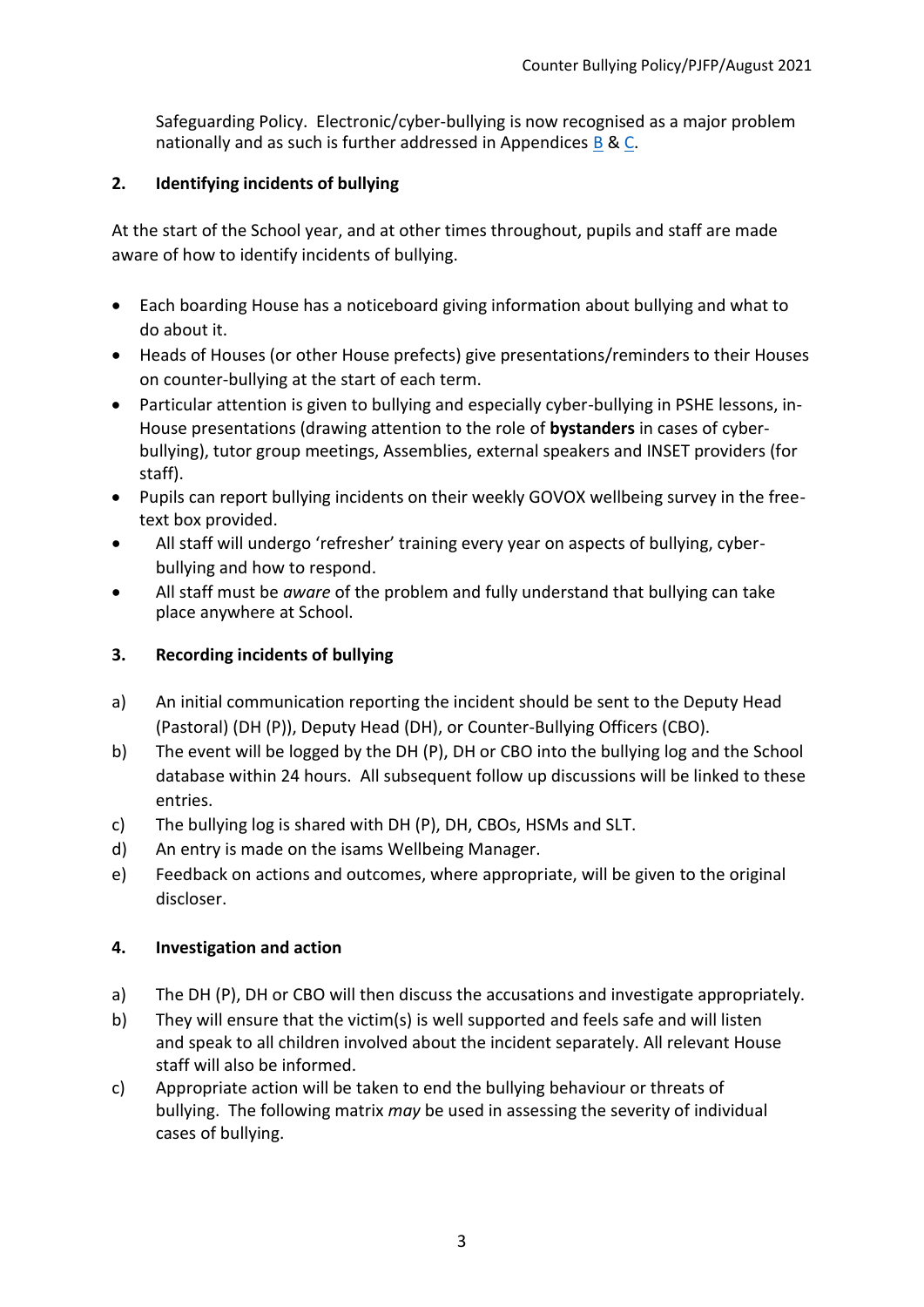Safeguarding Policy. Electronic/cyber-bullying is now recognised as a major problem nationally and as such is further addressed in Appendices B & C.

## 2. Identifying incidents of bullying

At the start of the School year, and at other times throughout, pupils and staff are made aware of how to identify incidents of bullying.

- Each boarding House has a noticeboard giving information about bullying and what to do about it.
- Heads of Houses (or other House prefects) give presentations/reminders to their Houses on counter-bullying at the start of each term.
- Particular attention is given to bullying and especially cyber-bullying in PSHE lessons, in-House presentations (drawing attention to the role of **bystanders** in cases of cyber-bullying), tutor group meetings, Assemblies, external speakers and INSET providers (for staff).
- Pupils can report bullying incidents on their weekly GOVOX wellbeing survey in the free-text box provided.
- All staff will undergo 'refresher' training every year on aspects of bullying, cyber-bullying and how to respond.
- All staff must be *aware* of the problem and fully understand that bullying can take place anywhere at School.

## 3. Recording incidents of bullying

a) An initial communication reporting the incident should be sent to the Deputy Head (Pastoral) (DH (P)), Deputy Head (DH), or Counter-Bullying Officers (CBO).

b) The event will be logged by the DH (P), DH or CBO into the bullying log and the School database within 24 hours. All subsequent follow up discussions will be linked to these entries.

c) The bullying log is shared with DH (P), DH, CBOs, HSMs and SLT.

d) An entry is made on the isams Wellbeing Manager.

e) Feedback on actions and outcomes, where appropriate, will be given to the original discloser.

## 4. Investigation and action

a) The DH (P), DH or CBO will then discuss the accusations and investigate appropriately.

b) They will ensure that the victim(s) is well supported and feels safe and will listen and speak to all children involved about the incident separately. All relevant House staff will also be informed.

c) Appropriate action will be taken to end the bullying behaviour or threats of bullying. The following matrix *may* be used in assessing the severity of individual cases of bullying.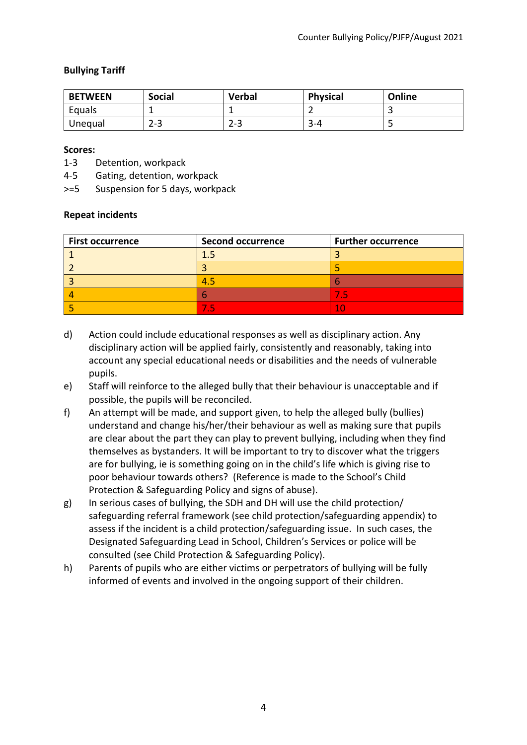**Bullying Tariff**

| BETWEEN | Social | Verbal | Physical | Online |
|---|---|---|---|---|
| Equals | 1 | 1 | 2 | 3 |
| Unequal | 2-3 | 2-3 | 3-4 | 5 |

**Scores:**

1-3 Detention, workpack
4-5 Gating, detention, workpack
>=5 Suspension for 5 days, workpack

**Repeat incidents**

| First occurrence | Second occurrence | Further occurrence |
|---|---|---|
| 1 | 1.5 | 3 |
| 2 | 3 | 5 |
| 3 | 4.5 | 6 |
| 4 | 6 | 7.5 |
| 5 | 7.5 | 10 |

d) Action could include educational responses as well as disciplinary action. Any disciplinary action will be applied fairly, consistently and reasonably, taking into account any special educational needs or disabilities and the needs of vulnerable pupils.

e) Staff will reinforce to the alleged bully that their behaviour is unacceptable and if possible, the pupils will be reconciled.

f) An attempt will be made, and support given, to help the alleged bully (bullies) understand and change his/her/their behaviour as well as making sure that pupils are clear about the part they can play to prevent bullying, including when they find themselves as bystanders. It will be important to try to discover what the triggers are for bullying, ie is something going on in the child's life which is giving rise to poor behaviour towards others? (Reference is made to the School's Child Protection & Safeguarding Policy and signs of abuse).

g) In serious cases of bullying, the SDH and DH will use the child protection/ safeguarding referral framework (see child protection/safeguarding appendix) to assess if the incident is a child protection/safeguarding issue. In such cases, the Designated Safeguarding Lead in School, Children's Services or police will be consulted (see Child Protection & Safeguarding Policy).

h) Parents of pupils who are either victims or perpetrators of bullying will be fully informed of events and involved in the ongoing support of their children.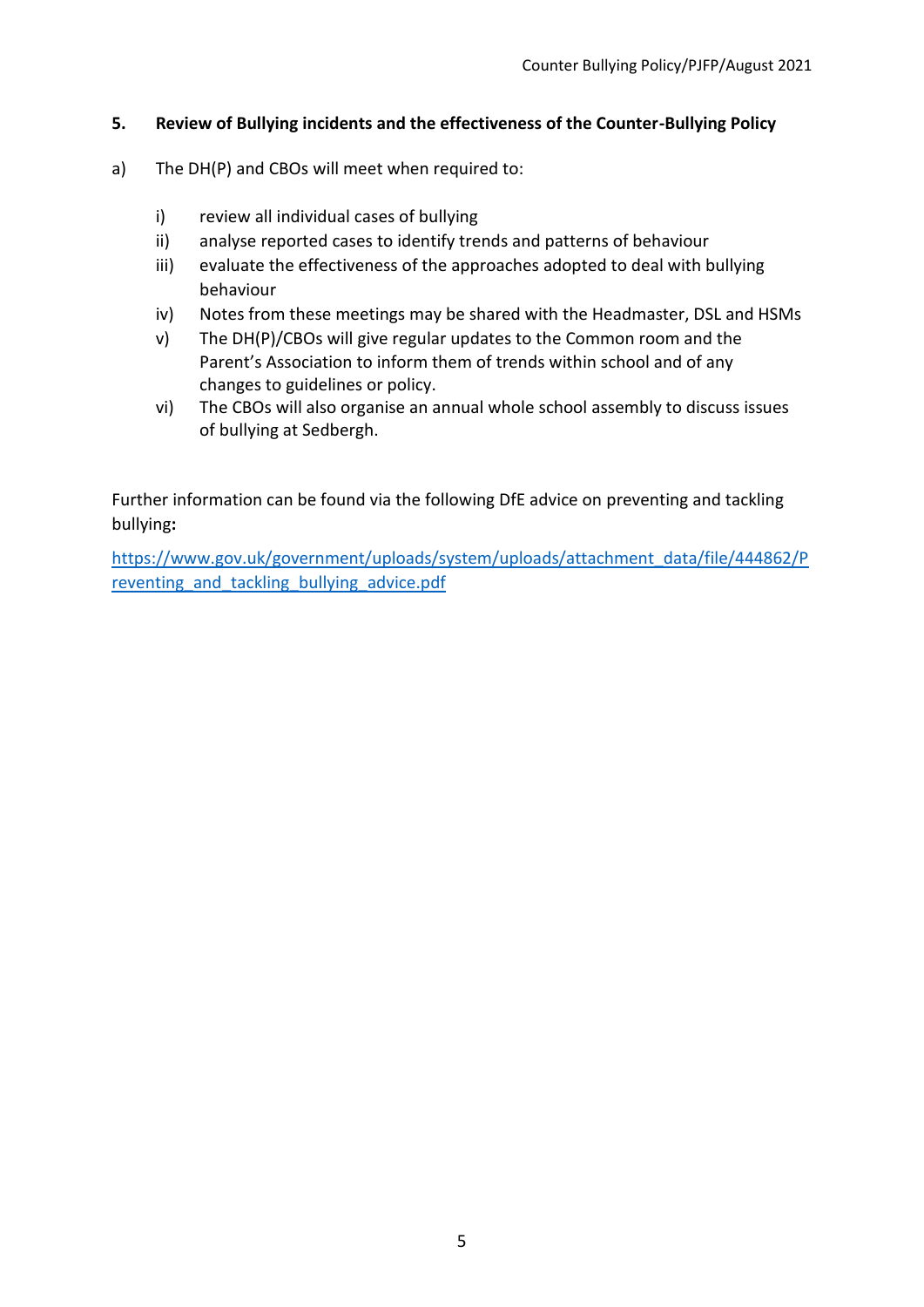## 5. Review of Bullying incidents and the effectiveness of the Counter-Bullying Policy

a) The DH(P) and CBOs will meet when required to:

   i) review all individual cases of bullying
   ii) analyse reported cases to identify trends and patterns of behaviour
   iii) evaluate the effectiveness of the approaches adopted to deal with bullying behaviour
   iv) Notes from these meetings may be shared with the Headmaster, DSL and HSMs
   v) The DH(P)/CBOs will give regular updates to the Common room and the Parent's Association to inform them of trends within school and of any changes to guidelines or policy.
   vi) The CBOs will also organise an annual whole school assembly to discuss issues of bullying at Sedbergh.

Further information can be found via the following DfE advice on preventing and tackling bullying**:**

[https://www.gov.uk/government/uploads/system/uploads/attachment_data/file/444862/Preventing_and_tackling_bullying_advice.pdf](https://www.gov.uk/government/uploads/system/uploads/attachment_data/file/444862/Preventing_and_tackling_bullying_advice.pdf)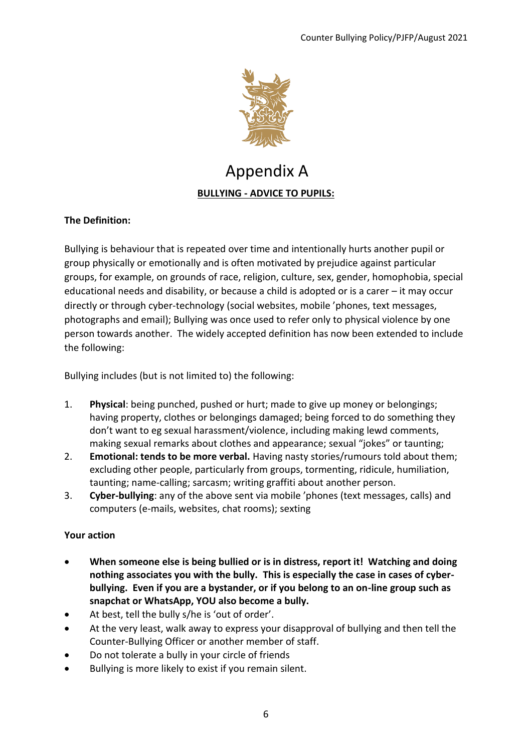# Appendix A

## BULLYING - ADVICE TO PUPILS:

**The Definition:**

Bullying is behaviour that is repeated over time and intentionally hurts another pupil or group physically or emotionally and is often motivated by prejudice against particular groups, for example, on grounds of race, religion, culture, sex, gender, homophobia, special educational needs and disability, or because a child is adopted or is a carer – it may occur directly or through cyber-technology (social websites, mobile 'phones, text messages, photographs and email); Bullying was once used to refer only to physical violence by one person towards another. The widely accepted definition has now been extended to include the following:

Bullying includes (but is not limited to) the following:

1. **Physical**: being punched, pushed or hurt; made to give up money or belongings; having property, clothes or belongings damaged; being forced to do something they don't want to eg sexual harassment/violence, including making lewd comments, making sexual remarks about clothes and appearance; sexual "jokes" or taunting;
2. **Emotional: tends to be more verbal.** Having nasty stories/rumours told about them; excluding other people, particularly from groups, tormenting, ridicule, humiliation, taunting; name-calling; sarcasm; writing graffiti about another person.
3. **Cyber-bullying**: any of the above sent via mobile 'phones (text messages, calls) and computers (e-mails, websites, chat rooms); sexting

**Your action**

- **When someone else is being bullied or is in distress, report it! Watching and doing nothing associates you with the bully. This is especially the case in cases of cyber-bullying. Even if you are a bystander, or if you belong to an on-line group such as snapchat or WhatsApp, YOU also become a bully.**
- At best, tell the bully s/he is 'out of order'.
- At the very least, walk away to express your disapproval of bullying and then tell the Counter-Bullying Officer or another member of staff.
- Do not tolerate a bully in your circle of friends
- Bullying is more likely to exist if you remain silent.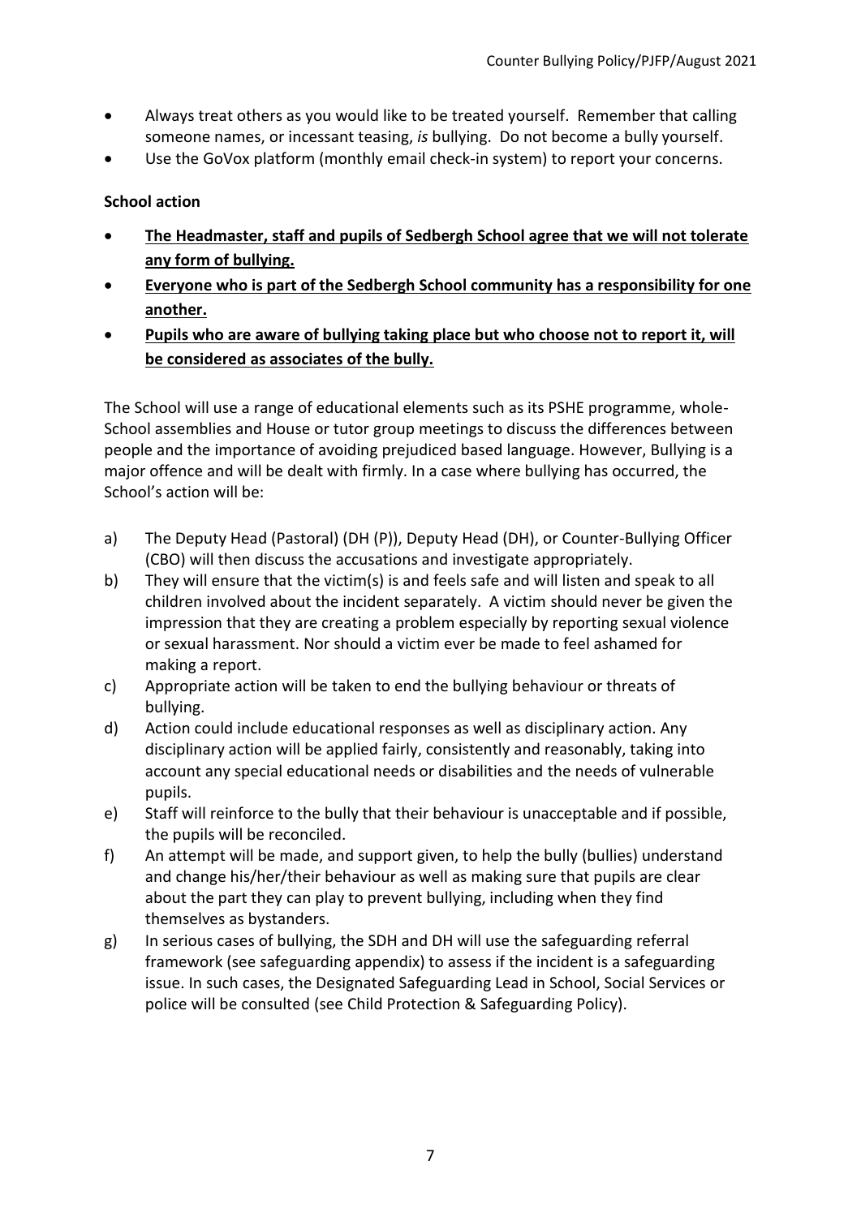- Always treat others as you would like to be treated yourself. Remember that calling someone names, or incessant teasing, *is* bullying. Do not become a bully yourself.
- Use the GoVox platform (monthly email check-in system) to report your concerns.

**School action**

- **The Headmaster, staff and pupils of Sedbergh School agree that we will not tolerate any form of bullying.**
- **Everyone who is part of the Sedbergh School community has a responsibility for one another.**
- **Pupils who are aware of bullying taking place but who choose not to report it, will be considered as associates of the bully.**

The School will use a range of educational elements such as its PSHE programme, whole-School assemblies and House or tutor group meetings to discuss the differences between people and the importance of avoiding prejudiced based language. However, Bullying is a major offence and will be dealt with firmly. In a case where bullying has occurred, the School's action will be:

a) The Deputy Head (Pastoral) (DH (P)), Deputy Head (DH), or Counter-Bullying Officer (CBO) will then discuss the accusations and investigate appropriately.

b) They will ensure that the victim(s) is and feels safe and will listen and speak to all children involved about the incident separately. A victim should never be given the impression that they are creating a problem especially by reporting sexual violence or sexual harassment. Nor should a victim ever be made to feel ashamed for making a report.

c) Appropriate action will be taken to end the bullying behaviour or threats of bullying.

d) Action could include educational responses as well as disciplinary action. Any disciplinary action will be applied fairly, consistently and reasonably, taking into account any special educational needs or disabilities and the needs of vulnerable pupils.

e) Staff will reinforce to the bully that their behaviour is unacceptable and if possible, the pupils will be reconciled.

f) An attempt will be made, and support given, to help the bully (bullies) understand and change his/her/their behaviour as well as making sure that pupils are clear about the part they can play to prevent bullying, including when they find themselves as bystanders.

g) In serious cases of bullying, the SDH and DH will use the safeguarding referral framework (see safeguarding appendix) to assess if the incident is a safeguarding issue. In such cases, the Designated Safeguarding Lead in School, Social Services or police will be consulted (see Child Protection & Safeguarding Policy).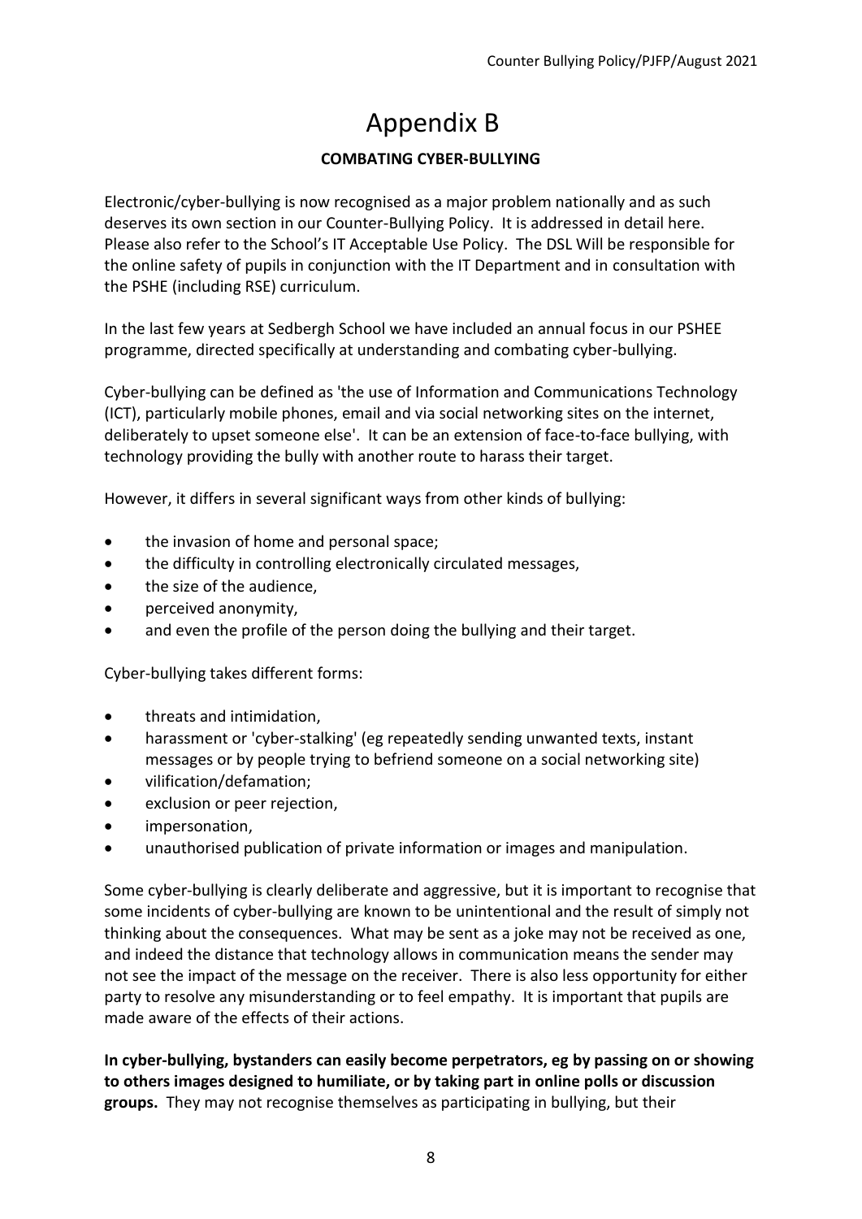# Appendix B

## COMBATING CYBER-BULLYING

Electronic/cyber-bullying is now recognised as a major problem nationally and as such deserves its own section in our Counter-Bullying Policy. It is addressed in detail here. Please also refer to the School's IT Acceptable Use Policy. The DSL Will be responsible for the online safety of pupils in conjunction with the IT Department and in consultation with the PSHE (including RSE) curriculum.

In the last few years at Sedbergh School we have included an annual focus in our PSHEE programme, directed specifically at understanding and combating cyber-bullying.

Cyber-bullying can be defined as 'the use of Information and Communications Technology (ICT), particularly mobile phones, email and via social networking sites on the internet, deliberately to upset someone else'. It can be an extension of face-to-face bullying, with technology providing the bully with another route to harass their target.

However, it differs in several significant ways from other kinds of bullying:

- the invasion of home and personal space;
- the difficulty in controlling electronically circulated messages,
- the size of the audience,
- perceived anonymity,
- and even the profile of the person doing the bullying and their target.

Cyber-bullying takes different forms:

- threats and intimidation,
- harassment or 'cyber-stalking' (eg repeatedly sending unwanted texts, instant messages or by people trying to befriend someone on a social networking site)
- vilification/defamation;
- exclusion or peer rejection,
- impersonation,
- unauthorised publication of private information or images and manipulation.

Some cyber-bullying is clearly deliberate and aggressive, but it is important to recognise that some incidents of cyber-bullying are known to be unintentional and the result of simply not thinking about the consequences. What may be sent as a joke may not be received as one, and indeed the distance that technology allows in communication means the sender may not see the impact of the message on the receiver. There is also less opportunity for either party to resolve any misunderstanding or to feel empathy. It is important that pupils are made aware of the effects of their actions.

**In cyber-bullying, bystanders can easily become perpetrators, eg by passing on or showing to others images designed to humiliate, or by taking part in online polls or discussion groups.** They may not recognise themselves as participating in bullying, but their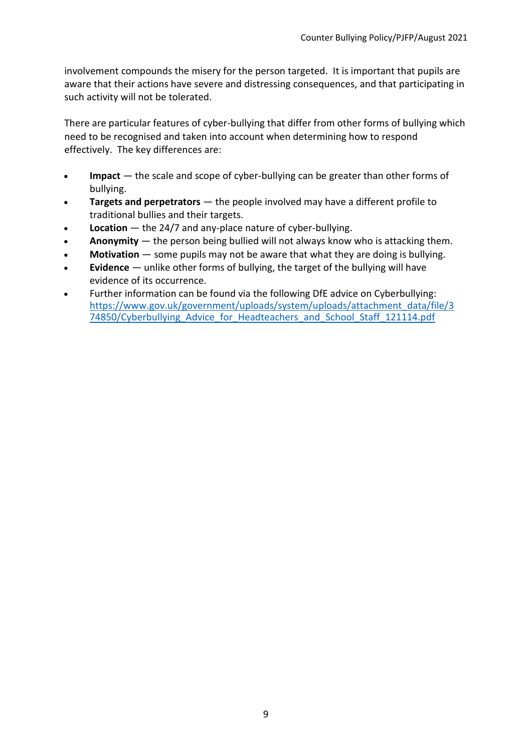involvement compounds the misery for the person targeted. It is important that pupils are aware that their actions have severe and distressing consequences, and that participating in such activity will not be tolerated.

There are particular features of cyber-bullying that differ from other forms of bullying which need to be recognised and taken into account when determining how to respond effectively. The key differences are:

- **Impact** — the scale and scope of cyber-bullying can be greater than other forms of bullying.
- **Targets and perpetrators** — the people involved may have a different profile to traditional bullies and their targets.
- **Location** — the 24/7 and any-place nature of cyber-bullying.
- **Anonymity** — the person being bullied will not always know who is attacking them.
- **Motivation** — some pupils may not be aware that what they are doing is bullying.
- **Evidence** — unlike other forms of bullying, the target of the bullying will have evidence of its occurrence.
- Further information can be found via the following DfE advice on Cyberbullying: https://www.gov.uk/government/uploads/system/uploads/attachment_data/file/374850/Cyberbullying_Advice_for_Headteachers_and_School_Staff_121114.pdf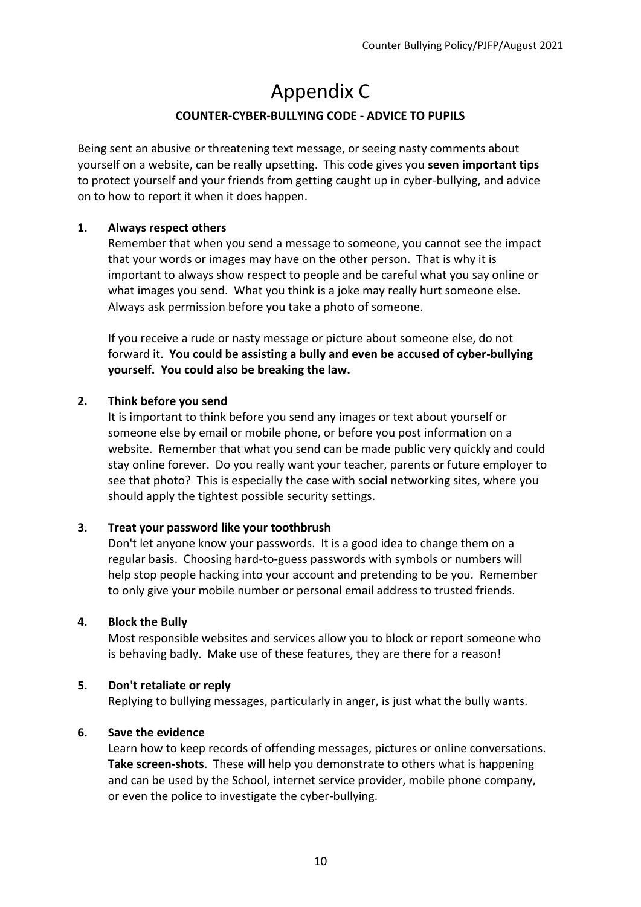# Appendix C

## COUNTER-CYBER-BULLYING CODE - ADVICE TO PUPILS

Being sent an abusive or threatening text message, or seeing nasty comments about yourself on a website, can be really upsetting. This code gives you **seven important tips** to protect yourself and your friends from getting caught up in cyber-bullying, and advice on to how to report it when it does happen.

**1. Always respect others**

Remember that when you send a message to someone, you cannot see the impact that your words or images may have on the other person. That is why it is important to always show respect to people and be careful what you say online or what images you send. What you think is a joke may really hurt someone else. Always ask permission before you take a photo of someone.

If you receive a rude or nasty message or picture about someone else, do not forward it. **You could be assisting a bully and even be accused of cyber-bullying yourself. You could also be breaking the law.**

**2. Think before you send**

It is important to think before you send any images or text about yourself or someone else by email or mobile phone, or before you post information on a website. Remember that what you send can be made public very quickly and could stay online forever. Do you really want your teacher, parents or future employer to see that photo? This is especially the case with social networking sites, where you should apply the tightest possible security settings.

**3. Treat your password like your toothbrush**

Don't let anyone know your passwords. It is a good idea to change them on a regular basis. Choosing hard-to-guess passwords with symbols or numbers will help stop people hacking into your account and pretending to be you. Remember to only give your mobile number or personal email address to trusted friends.

**4. Block the Bully**

Most responsible websites and services allow you to block or report someone who is behaving badly. Make use of these features, they are there for a reason!

**5. Don't retaliate or reply**

Replying to bullying messages, particularly in anger, is just what the bully wants.

**6. Save the evidence**

Learn how to keep records of offending messages, pictures or online conversations. **Take screen-shots**. These will help you demonstrate to others what is happening and can be used by the School, internet service provider, mobile phone company, or even the police to investigate the cyber-bullying.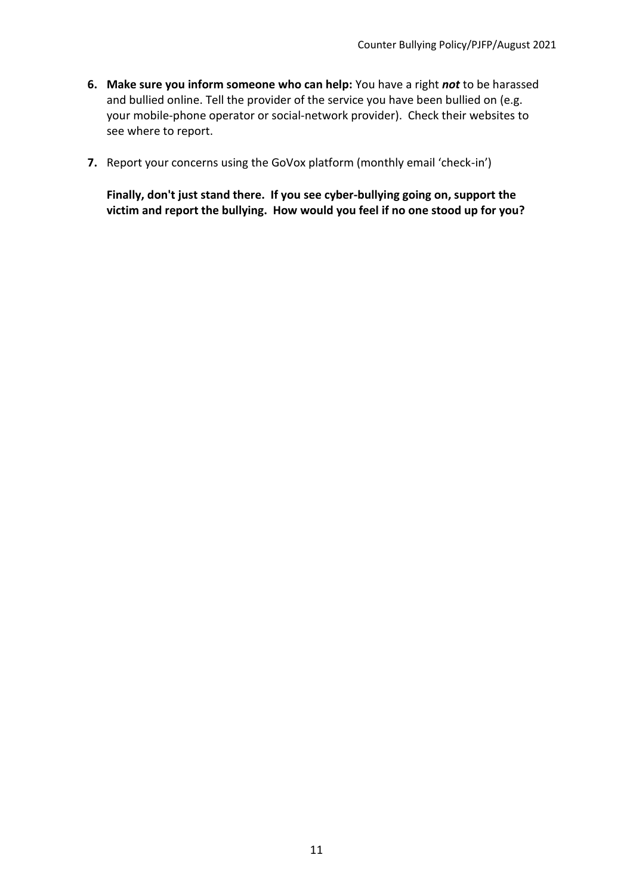6. **Make sure you inform someone who can help:** You have a right ***not*** to be harassed and bullied online. Tell the provider of the service you have been bullied on (e.g. your mobile-phone operator or social-network provider). Check their websites to see where to report.

7. Report your concerns using the GoVox platform (monthly email 'check-in')

   **Finally, don't just stand there. If you see cyber-bullying going on, support the victim and report the bullying. How would you feel if no one stood up for you?**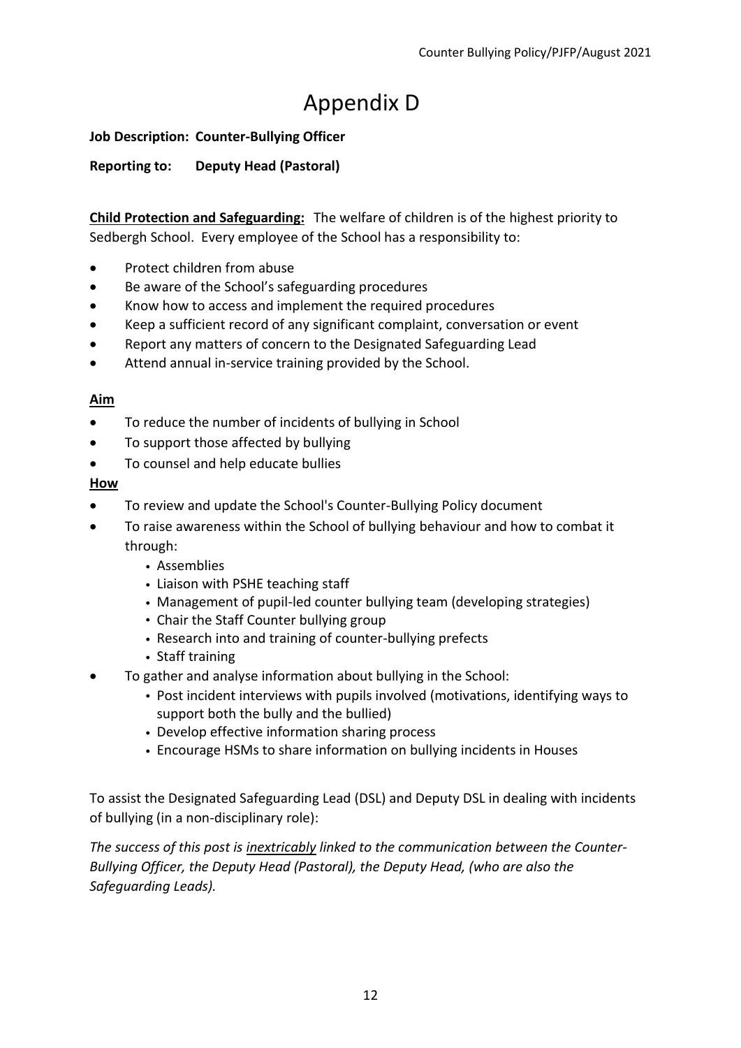# Appendix D

**Job Description: Counter-Bullying Officer**

**Reporting to: Deputy Head (Pastoral)**

**<u>Child Protection and Safeguarding:</u>** The welfare of children is of the highest priority to Sedbergh School. Every employee of the School has a responsibility to:

- Protect children from abuse
- Be aware of the School's safeguarding procedures
- Know how to access and implement the required procedures
- Keep a sufficient record of any significant complaint, conversation or event
- Report any matters of concern to the Designated Safeguarding Lead
- Attend annual in-service training provided by the School.

**<u>Aim</u>**

- To reduce the number of incidents of bullying in School
- To support those affected by bullying
- To counsel and help educate bullies

**<u>How</u>**

- To review and update the School's Counter-Bullying Policy document
- To raise awareness within the School of bullying behaviour and how to combat it through:
  - Assemblies
  - Liaison with PSHE teaching staff
  - Management of pupil-led counter bullying team (developing strategies)
  - Chair the Staff Counter bullying group
  - Research into and training of counter-bullying prefects
  - Staff training
- To gather and analyse information about bullying in the School:
  - Post incident interviews with pupils involved (motivations, identifying ways to support both the bully and the bullied)
  - Develop effective information sharing process
  - Encourage HSMs to share information on bullying incidents in Houses

To assist the Designated Safeguarding Lead (DSL) and Deputy DSL in dealing with incidents of bullying (in a non-disciplinary role):

*The success of this post is <u>inextricably</u> linked to the communication between the Counter-Bullying Officer, the Deputy Head (Pastoral), the Deputy Head, (who are also the Safeguarding Leads).*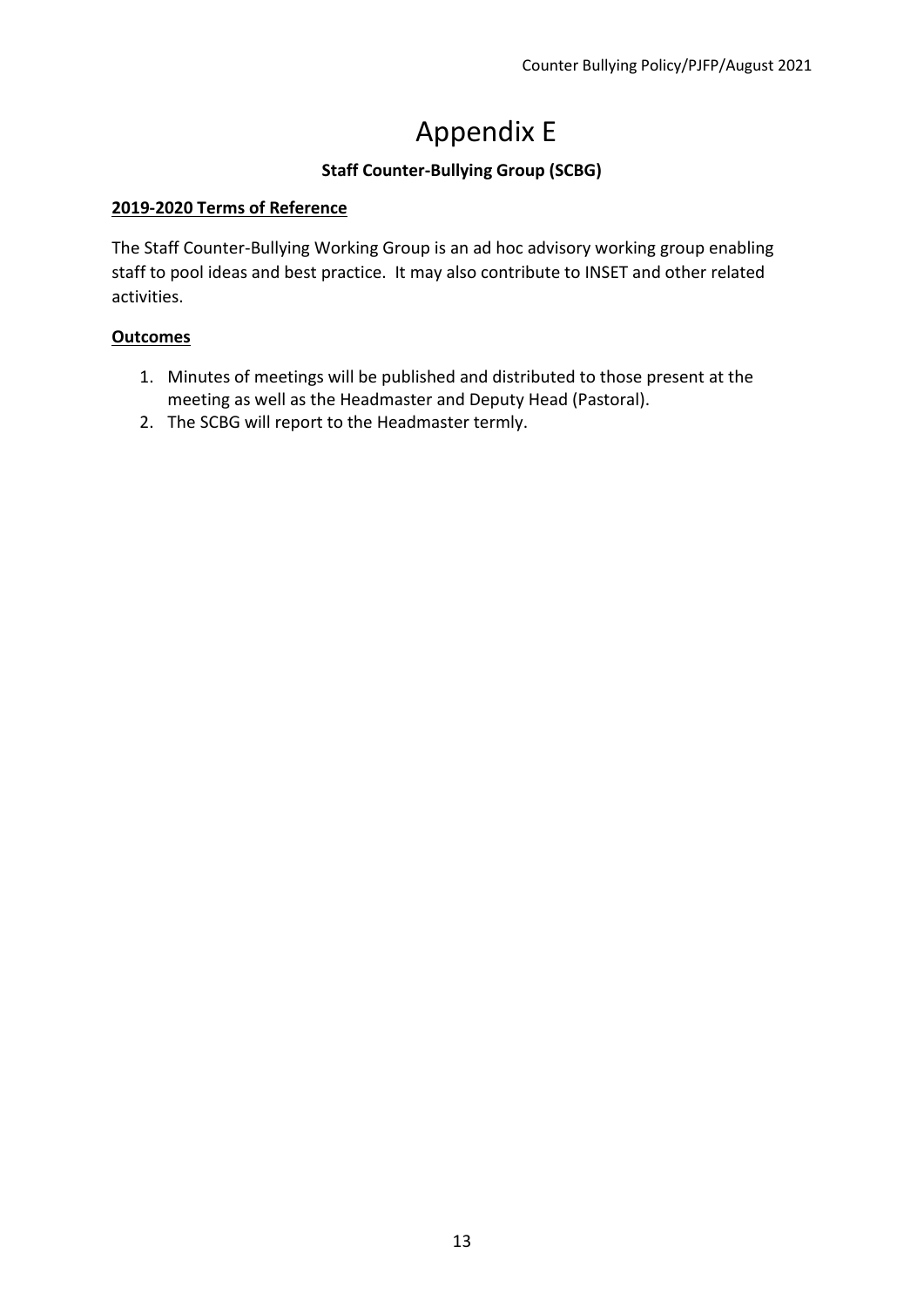# Appendix E

**Staff Counter-Bullying Group (SCBG)**

**2019-2020 Terms of Reference**

The Staff Counter-Bullying Working Group is an ad hoc advisory working group enabling staff to pool ideas and best practice. It may also contribute to INSET and other related activities.

**Outcomes**

1. Minutes of meetings will be published and distributed to those present at the meeting as well as the Headmaster and Deputy Head (Pastoral).
2. The SCBG will report to the Headmaster termly.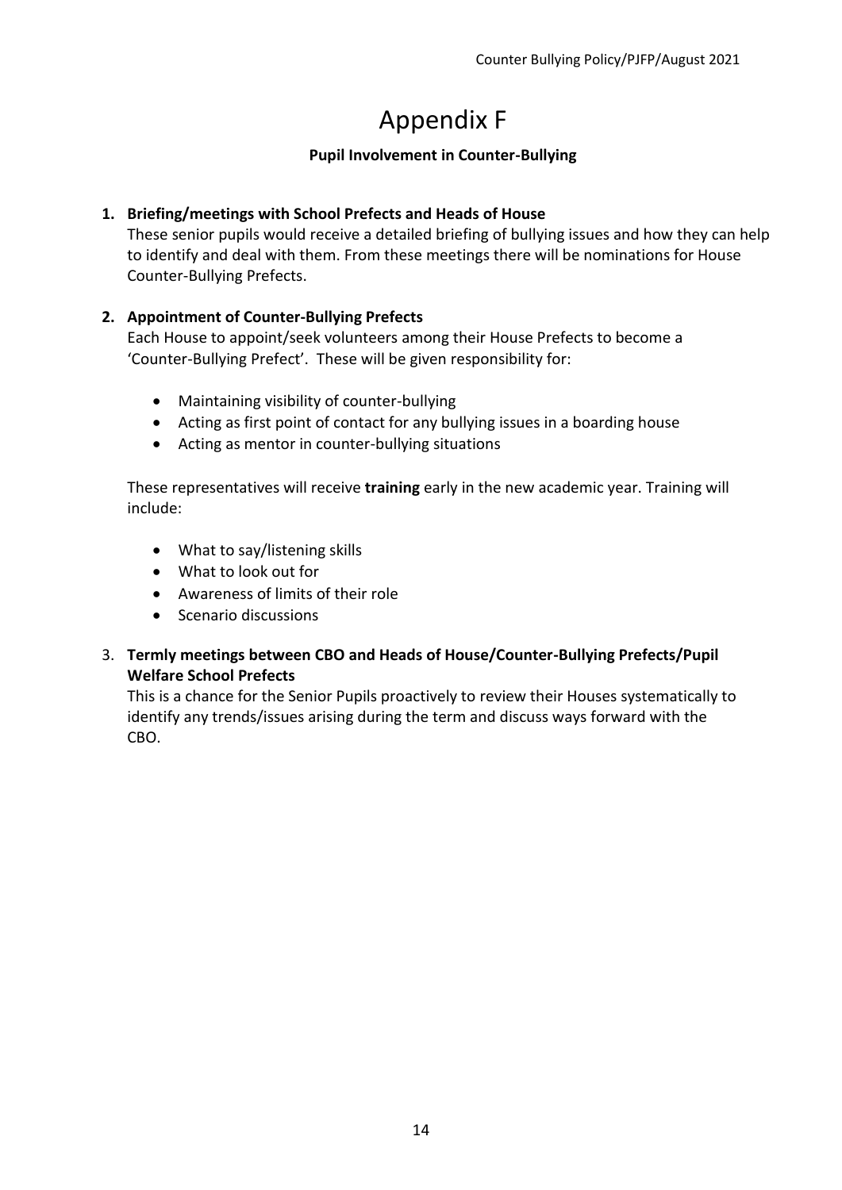# Appendix F

**Pupil Involvement in Counter-Bullying**

1. **Briefing/meetings with School Prefects and Heads of House**
   These senior pupils would receive a detailed briefing of bullying issues and how they can help to identify and deal with them. From these meetings there will be nominations for House Counter-Bullying Prefects.

2. **Appointment of Counter-Bullying Prefects**
   Each House to appoint/seek volunteers among their House Prefects to become a 'Counter-Bullying Prefect'. These will be given responsibility for:

   - Maintaining visibility of counter-bullying
   - Acting as first point of contact for any bullying issues in a boarding house
   - Acting as mentor in counter-bullying situations

   These representatives will receive **training** early in the new academic year. Training will include:

   - What to say/listening skills
   - What to look out for
   - Awareness of limits of their role
   - Scenario discussions

3. **Termly meetings between CBO and Heads of House/Counter-Bullying Prefects/Pupil Welfare School Prefects**
   This is a chance for the Senior Pupils proactively to review their Houses systematically to identify any trends/issues arising during the term and discuss ways forward with the CBO.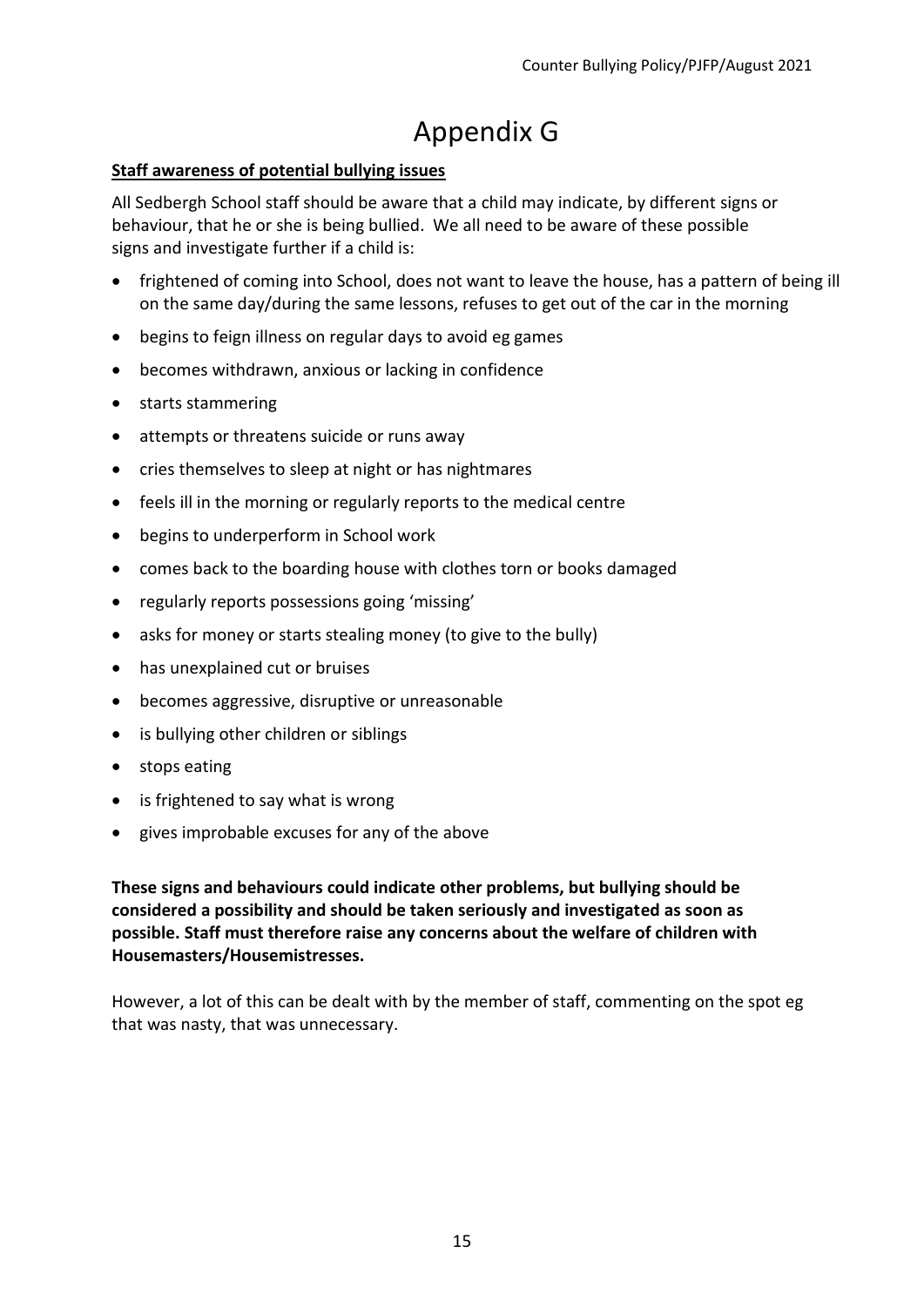# Appendix G

**Staff awareness of potential bullying issues**

All Sedbergh School staff should be aware that a child may indicate, by different signs or behaviour, that he or she is being bullied. We all need to be aware of these possible signs and investigate further if a child is:

- frightened of coming into School, does not want to leave the house, has a pattern of being ill on the same day/during the same lessons, refuses to get out of the car in the morning
- begins to feign illness on regular days to avoid eg games
- becomes withdrawn, anxious or lacking in confidence
- starts stammering
- attempts or threatens suicide or runs away
- cries themselves to sleep at night or has nightmares
- feels ill in the morning or regularly reports to the medical centre
- begins to underperform in School work
- comes back to the boarding house with clothes torn or books damaged
- regularly reports possessions going 'missing'
- asks for money or starts stealing money (to give to the bully)
- has unexplained cut or bruises
- becomes aggressive, disruptive or unreasonable
- is bullying other children or siblings
- stops eating
- is frightened to say what is wrong
- gives improbable excuses for any of the above

**These signs and behaviours could indicate other problems, but bullying should be considered a possibility and should be taken seriously and investigated as soon as possible. Staff must therefore raise any concerns about the welfare of children with Housemasters/Housemistresses.**

However, a lot of this can be dealt with by the member of staff, commenting on the spot eg that was nasty, that was unnecessary.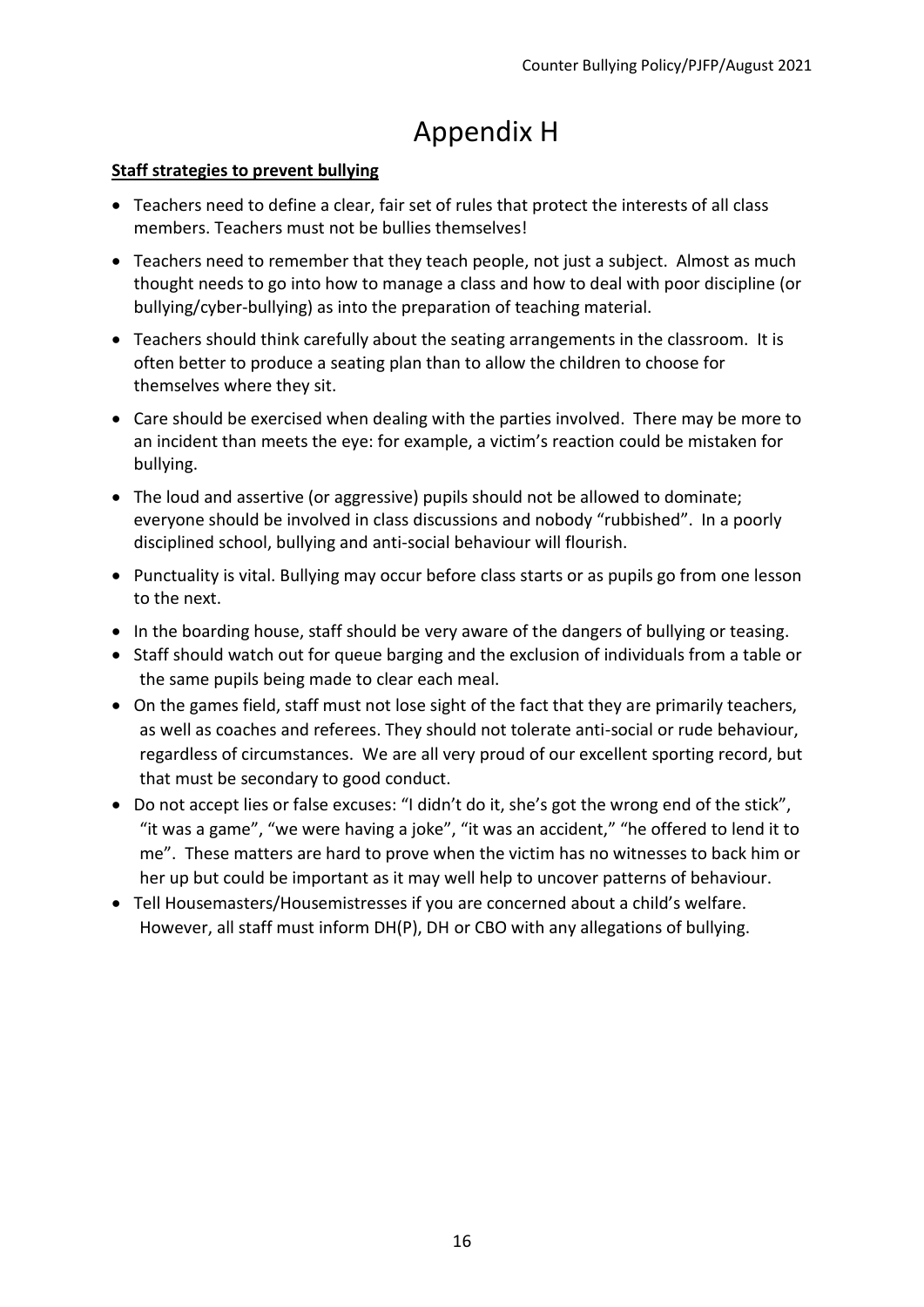# Appendix H

**Staff strategies to prevent bullying**

- Teachers need to define a clear, fair set of rules that protect the interests of all class members. Teachers must not be bullies themselves!
- Teachers need to remember that they teach people, not just a subject. Almost as much thought needs to go into how to manage a class and how to deal with poor discipline (or bullying/cyber-bullying) as into the preparation of teaching material.
- Teachers should think carefully about the seating arrangements in the classroom. It is often better to produce a seating plan than to allow the children to choose for themselves where they sit.
- Care should be exercised when dealing with the parties involved. There may be more to an incident than meets the eye: for example, a victim's reaction could be mistaken for bullying.
- The loud and assertive (or aggressive) pupils should not be allowed to dominate; everyone should be involved in class discussions and nobody "rubbished". In a poorly disciplined school, bullying and anti-social behaviour will flourish.
- Punctuality is vital. Bullying may occur before class starts or as pupils go from one lesson to the next.
- In the boarding house, staff should be very aware of the dangers of bullying or teasing.
- Staff should watch out for queue barging and the exclusion of individuals from a table or the same pupils being made to clear each meal.
- On the games field, staff must not lose sight of the fact that they are primarily teachers, as well as coaches and referees. They should not tolerate anti-social or rude behaviour, regardless of circumstances. We are all very proud of our excellent sporting record, but that must be secondary to good conduct.
- Do not accept lies or false excuses: "I didn't do it, she's got the wrong end of the stick", "it was a game", "we were having a joke", "it was an accident," "he offered to lend it to me". These matters are hard to prove when the victim has no witnesses to back him or her up but could be important as it may well help to uncover patterns of behaviour.
- Tell Housemasters/Housemistresses if you are concerned about a child's welfare. However, all staff must inform DH(P), DH or CBO with any allegations of bullying.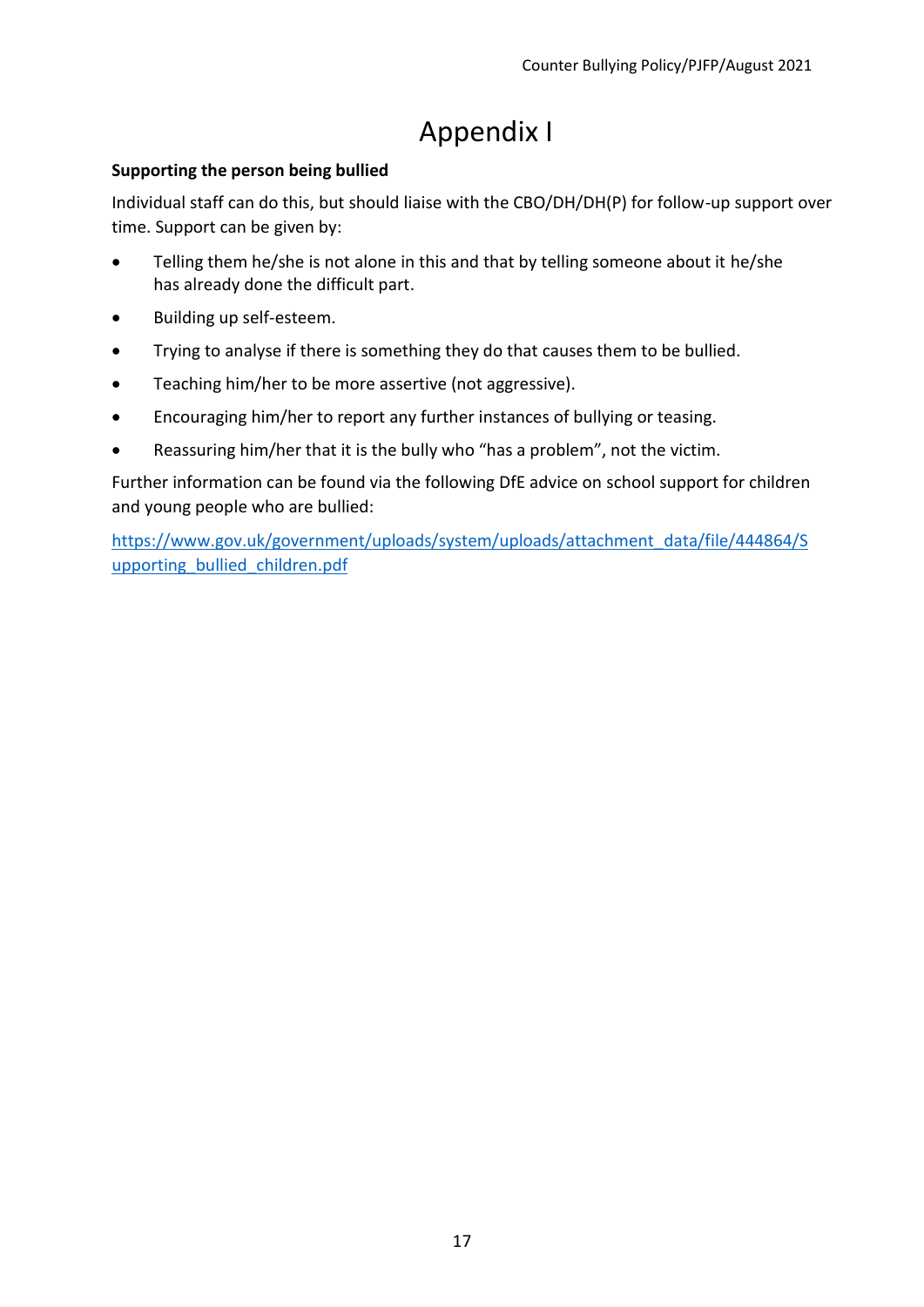# Appendix I

**Supporting the person being bullied**

Individual staff can do this, but should liaise with the CBO/DH/DH(P) for follow-up support over time. Support can be given by:

- Telling them he/she is not alone in this and that by telling someone about it he/she has already done the difficult part.
- Building up self-esteem.
- Trying to analyse if there is something they do that causes them to be bullied.
- Teaching him/her to be more assertive (not aggressive).
- Encouraging him/her to report any further instances of bullying or teasing.
- Reassuring him/her that it is the bully who "has a problem", not the victim.

Further information can be found via the following DfE advice on school support for children and young people who are bullied:

[https://www.gov.uk/government/uploads/system/uploads/attachment_data/file/444864/Supporting_bullied_children.pdf](https://www.gov.uk/government/uploads/system/uploads/attachment_data/file/444864/Supporting_bullied_children.pdf)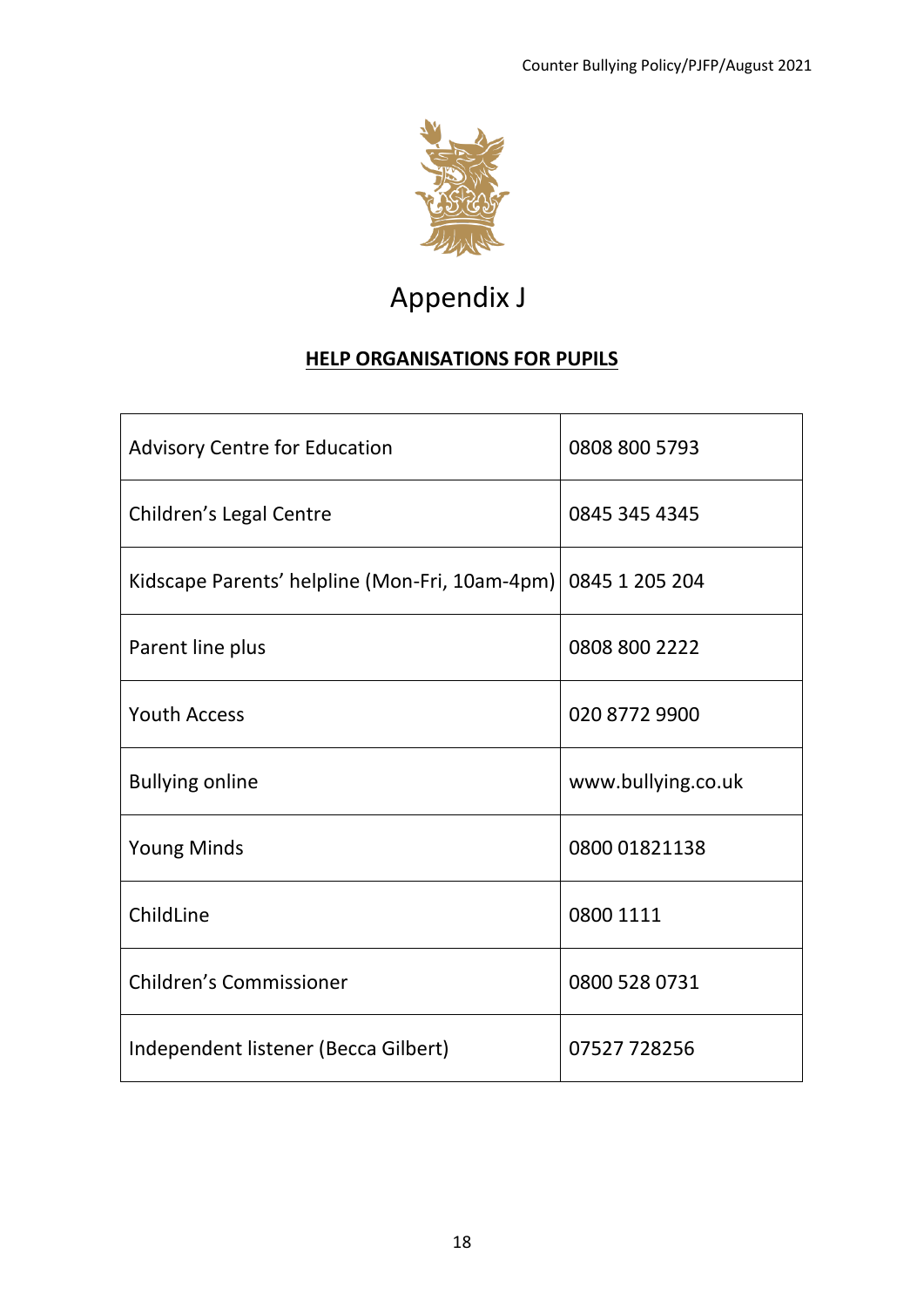# Appendix J

## HELP ORGANISATIONS FOR PUPILS

| | |
|---|---|
| Advisory Centre for Education | 0808 800 5793 |
| Children's Legal Centre | 0845 345 4345 |
| Kidscape Parents' helpline (Mon-Fri, 10am-4pm) | 0845 1 205 204 |
| Parent line plus | 0808 800 2222 |
| Youth Access | 020 8772 9900 |
| Bullying online | www.bullying.co.uk |
| Young Minds | 0800 01821138 |
| ChildLine | 0800 1111 |
| Children's Commissioner | 0800 528 0731 |
| Independent listener (Becca Gilbert) | 07527 728256 |